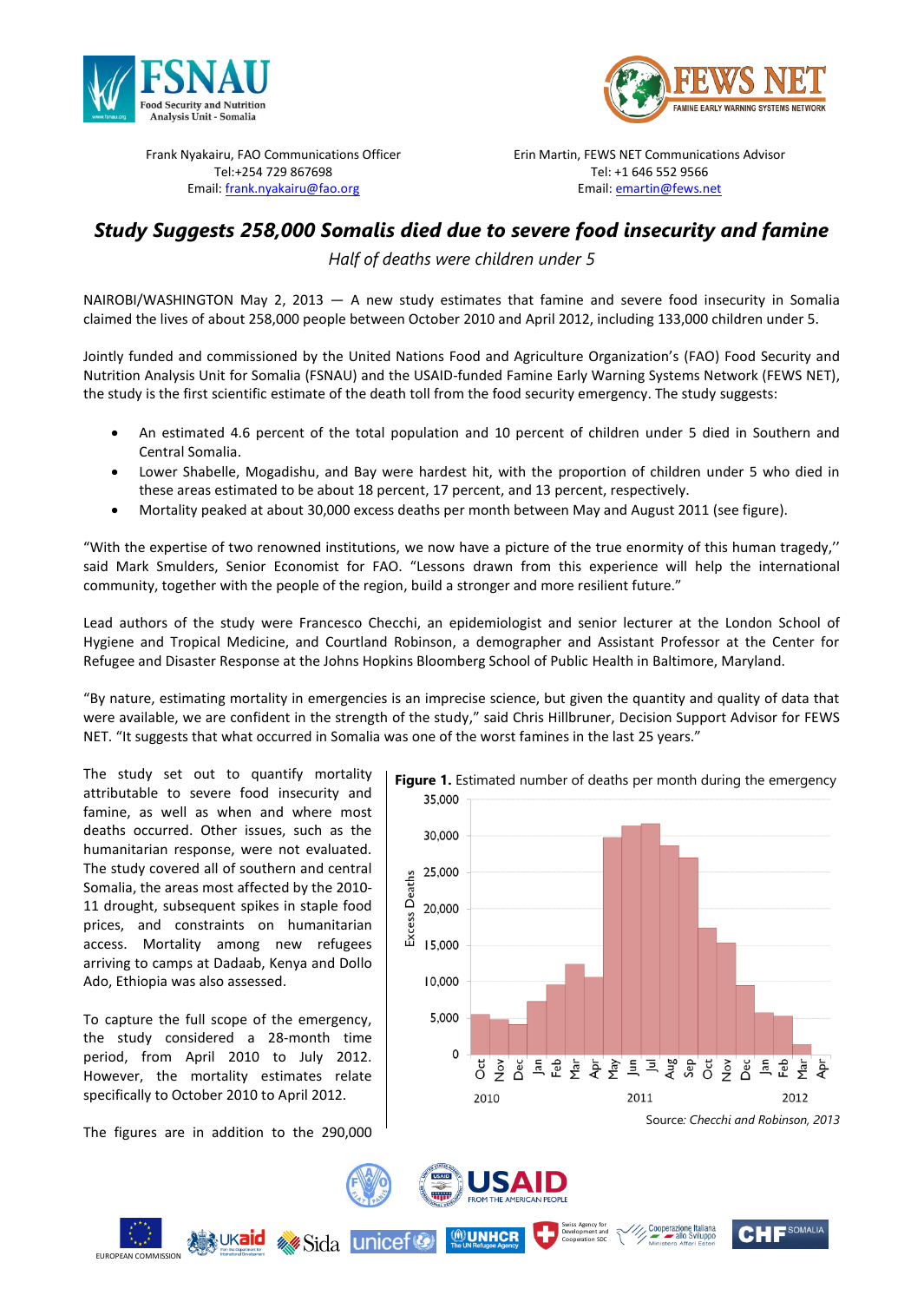Frank Nyakairu, FAO Communications Officer
Tel:+254 729 867698
Email: frank.nyakairu@fao.org

Erin Martin, FEWS NET Communications Advisor
Tel: +1 646 552 9566
Email: emartin@fews.net

# *Study Suggests 258,000 Somalis died due to severe food insecurity and famine*

*Half of deaths were children under 5*

NAIROBI/WASHINGTON May 2, 2013 — A new study estimates that famine and severe food insecurity in Somalia claimed the lives of about 258,000 people between October 2010 and April 2012, including 133,000 children under 5.

Jointly funded and commissioned by the United Nations Food and Agriculture Organization's (FAO) Food Security and Nutrition Analysis Unit for Somalia (FSNAU) and the USAID-funded Famine Early Warning Systems Network (FEWS NET), the study is the first scientific estimate of the death toll from the food security emergency. The study suggests:

- An estimated 4.6 percent of the total population and 10 percent of children under 5 died in Southern and Central Somalia.
- Lower Shabelle, Mogadishu, and Bay were hardest hit, with the proportion of children under 5 who died in these areas estimated to be about 18 percent, 17 percent, and 13 percent, respectively.
- Mortality peaked at about 30,000 excess deaths per month between May and August 2011 (see figure).

"With the expertise of two renowned institutions, we now have a picture of the true enormity of this human tragedy," said Mark Smulders, Senior Economist for FAO. "Lessons drawn from this experience will help the international community, together with the people of the region, build a stronger and more resilient future."

Lead authors of the study were Francesco Checchi, an epidemiologist and senior lecturer at the London School of Hygiene and Tropical Medicine, and Courtland Robinson, a demographer and Assistant Professor at the Center for Refugee and Disaster Response at the Johns Hopkins Bloomberg School of Public Health in Baltimore, Maryland.

"By nature, estimating mortality in emergencies is an imprecise science, but given the quantity and quality of data that were available, we are confident in the strength of the study," said Chris Hillbruner, Decision Support Advisor for FEWS NET. "It suggests that what occurred in Somalia was one of the worst famines in the last 25 years."

The study set out to quantify mortality attributable to severe food insecurity and famine, as well as when and where most deaths occurred. Other issues, such as the humanitarian response, were not evaluated. The study covered all of southern and central Somalia, the areas most affected by the 2010-11 drought, subsequent spikes in staple food prices, and constraints on humanitarian access. Mortality among new refugees arriving to camps at Dadaab, Kenya and Dollo Ado, Ethiopia was also assessed.

To capture the full scope of the emergency, the study considered a 28-month time period, from April 2010 to July 2012. However, the mortality estimates relate specifically to October 2010 to April 2012.

**Figure 1.** Estimated number of deaths per month during the emergency

Source: *Checchi and Robinson, 2013*

The figures are in addition to the 290,000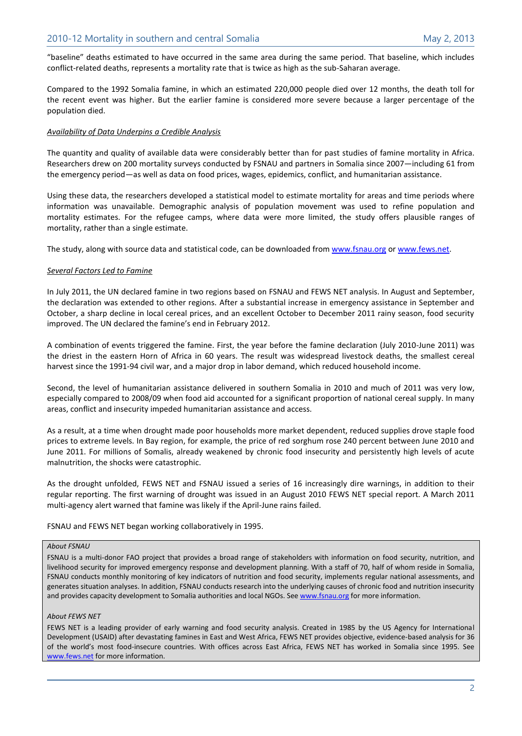"baseline" deaths estimated to have occurred in the same area during the same period. That baseline, which includes conflict-related deaths, represents a mortality rate that is twice as high as the sub-Saharan average.

Compared to the 1992 Somalia famine, in which an estimated 220,000 people died over 12 months, the death toll for the recent event was higher. But the earlier famine is considered more severe because a larger percentage of the population died.

*Availability of Data Underpins a Credible Analysis*

The quantity and quality of available data were considerably better than for past studies of famine mortality in Africa. Researchers drew on 200 mortality surveys conducted by FSNAU and partners in Somalia since 2007—including 61 from the emergency period—as well as data on food prices, wages, epidemics, conflict, and humanitarian assistance.

Using these data, the researchers developed a statistical model to estimate mortality for areas and time periods where information was unavailable. Demographic analysis of population movement was used to refine population and mortality estimates. For the refugee camps, where data were more limited, the study offers plausible ranges of mortality, rather than a single estimate.

The study, along with source data and statistical code, can be downloaded from www.fsnau.org or www.fews.net.

*Several Factors Led to Famine*

In July 2011, the UN declared famine in two regions based on FSNAU and FEWS NET analysis. In August and September, the declaration was extended to other regions. After a substantial increase in emergency assistance in September and October, a sharp decline in local cereal prices, and an excellent October to December 2011 rainy season, food security improved. The UN declared the famine's end in February 2012.

A combination of events triggered the famine. First, the year before the famine declaration (July 2010-June 2011) was the driest in the eastern Horn of Africa in 60 years. The result was widespread livestock deaths, the smallest cereal harvest since the 1991-94 civil war, and a major drop in labor demand, which reduced household income.

Second, the level of humanitarian assistance delivered in southern Somalia in 2010 and much of 2011 was very low, especially compared to 2008/09 when food aid accounted for a significant proportion of national cereal supply. In many areas, conflict and insecurity impeded humanitarian assistance and access.

As a result, at a time when drought made poor households more market dependent, reduced supplies drove staple food prices to extreme levels. In Bay region, for example, the price of red sorghum rose 240 percent between June 2010 and June 2011. For millions of Somalis, already weakened by chronic food insecurity and persistently high levels of acute malnutrition, the shocks were catastrophic.

As the drought unfolded, FEWS NET and FSNAU issued a series of 16 increasingly dire warnings, in addition to their regular reporting. The first warning of drought was issued in an August 2010 FEWS NET special report. A March 2011 multi-agency alert warned that famine was likely if the April-June rains failed.

FSNAU and FEWS NET began working collaboratively in 1995.

*About FSNAU*

FSNAU is a multi-donor FAO project that provides a broad range of stakeholders with information on food security, nutrition, and livelihood security for improved emergency response and development planning. With a staff of 70, half of whom reside in Somalia, FSNAU conducts monthly monitoring of key indicators of nutrition and food security, implements regular national assessments, and generates situation analyses. In addition, FSNAU conducts research into the underlying causes of chronic food and nutrition insecurity and provides capacity development to Somalia authorities and local NGOs. See www.fsnau.org for more information.

*About FEWS NET*

FEWS NET is a leading provider of early warning and food security analysis. Created in 1985 by the US Agency for International Development (USAID) after devastating famines in East and West Africa, FEWS NET provides objective, evidence-based analysis for 36 of the world's most food-insecure countries. With offices across East Africa, FEWS NET has worked in Somalia since 1995. See www.fews.net for more information.